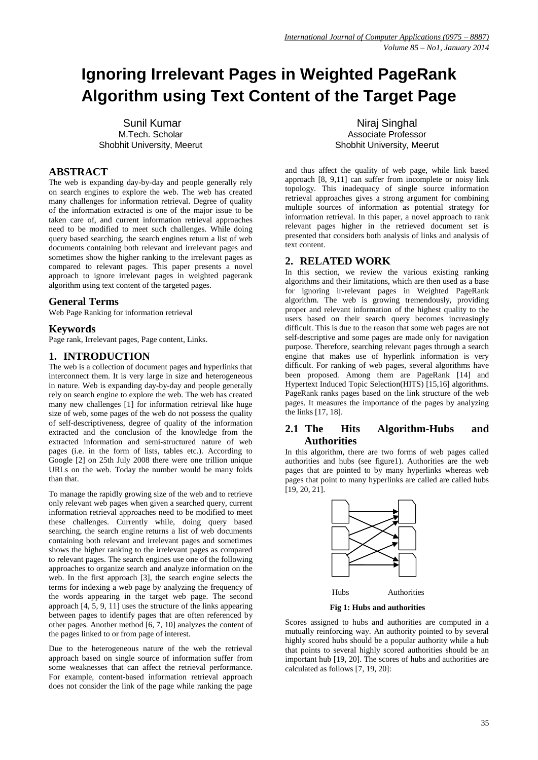# Ignoring Irrelevant Pages in Weighted PageRank Algorithm using Text Content of the Target Page

Sunil Kumar
M.Tech. Scholar
Shobhit University, Meerut

Niraj Singhal
Associate Professor
Shobhit University, Meerut

## ABSTRACT

The web is expanding day-by-day and people generally rely on search engines to explore the web. The web has created many challenges for information retrieval. Degree of quality of the information extracted is one of the major issue to be taken care of, and current information retrieval approaches need to be modified to meet such challenges. While doing query based searching, the search engines return a list of web documents containing both relevant and irrelevant pages and sometimes show the higher ranking to the irrelevant pages as compared to relevant pages. This paper presents a novel approach to ignore irrelevant pages in weighted pagerank algorithm using text content of the targeted pages.

### General Terms

Web Page Ranking for information retrieval

### Keywords

Page rank, Irrelevant pages, Page content, Links.

## 1. INTRODUCTION

The web is a collection of document pages and hyperlinks that interconnect them. It is very large in size and heterogeneous in nature. Web is expanding day-by-day and people generally rely on search engine to explore the web. The web has created many new challenges [1] for information retrieval like huge size of web, some pages of the web do not possess the quality of self-descriptiveness, degree of quality of the information extracted and the conclusion of the knowledge from the extracted information and semi-structured nature of web pages (i.e. in the form of lists, tables etc.). According to Google [2] on 25th July 2008 there were one trillion unique URLs on the web. Today the number would be many folds than that.

To manage the rapidly growing size of the web and to retrieve only relevant web pages when given a searched query, current information retrieval approaches need to be modified to meet these challenges. Currently while, doing query based searching, the search engine returns a list of web documents containing both relevant and irrelevant pages and sometimes shows the higher ranking to the irrelevant pages as compared to relevant pages. The search engines use one of the following approaches to organize search and analyze information on the web. In the first approach [3], the search engine selects the terms for indexing a web page by analyzing the frequency of the words appearing in the target web page. The second approach [4, 5, 9, 11] uses the structure of the links appearing between pages to identify pages that are often referenced by other pages. Another method [6, 7, 10] analyzes the content of the pages linked to or from page of interest.

Due to the heterogeneous nature of the web the retrieval approach based on single source of information suffer from some weaknesses that can affect the retrieval performance. For example, content-based information retrieval approach does not consider the link of the page while ranking the page and thus affect the quality of web page, while link based approach [8, 9,11] can suffer from incomplete or noisy link topology. This inadequacy of single source information retrieval approaches gives a strong argument for combining multiple sources of information as potential strategy for information retrieval. In this paper, a novel approach to rank relevant pages higher in the retrieved document set is presented that considers both analysis of links and analysis of text content.

## 2. RELATED WORK

In this section, we review the various existing ranking algorithms and their limitations, which are then used as a base for ignoring ir-relevant pages in Weighted PageRank algorithm. The web is growing tremendously, providing proper and relevant information of the highest quality to the users based on their search query becomes increasingly difficult. This is due to the reason that some web pages are not self-descriptive and some pages are made only for navigation purpose. Therefore, searching relevant pages through a search engine that makes use of hyperlink information is very difficult. For ranking of web pages, several algorithms have been proposed. Among them are PageRank [14] and Hypertext Induced Topic Selection(HITS) [15,16] algorithms. PageRank ranks pages based on the link structure of the web pages. It measures the importance of the pages by analyzing the links [17, 18].

### 2.1 The Hits Algorithm-Hubs and Authorities

In this algorithm, there are two forms of web pages called authorities and hubs (see figure1). Authorities are the web pages that are pointed to by many hyperlinks whereas web pages that point to many hyperlinks are called are called hubs [19, 20, 21].

Hubs Authorities

**Fig 1: Hubs and authorities**

Scores assigned to hubs and authorities are computed in a mutually reinforcing way. An authority pointed to by several highly scored hubs should be a popular authority while a hub that points to several highly scored authorities should be an important hub [19, 20]. The scores of hubs and authorities are calculated as follows [7, 19, 20]: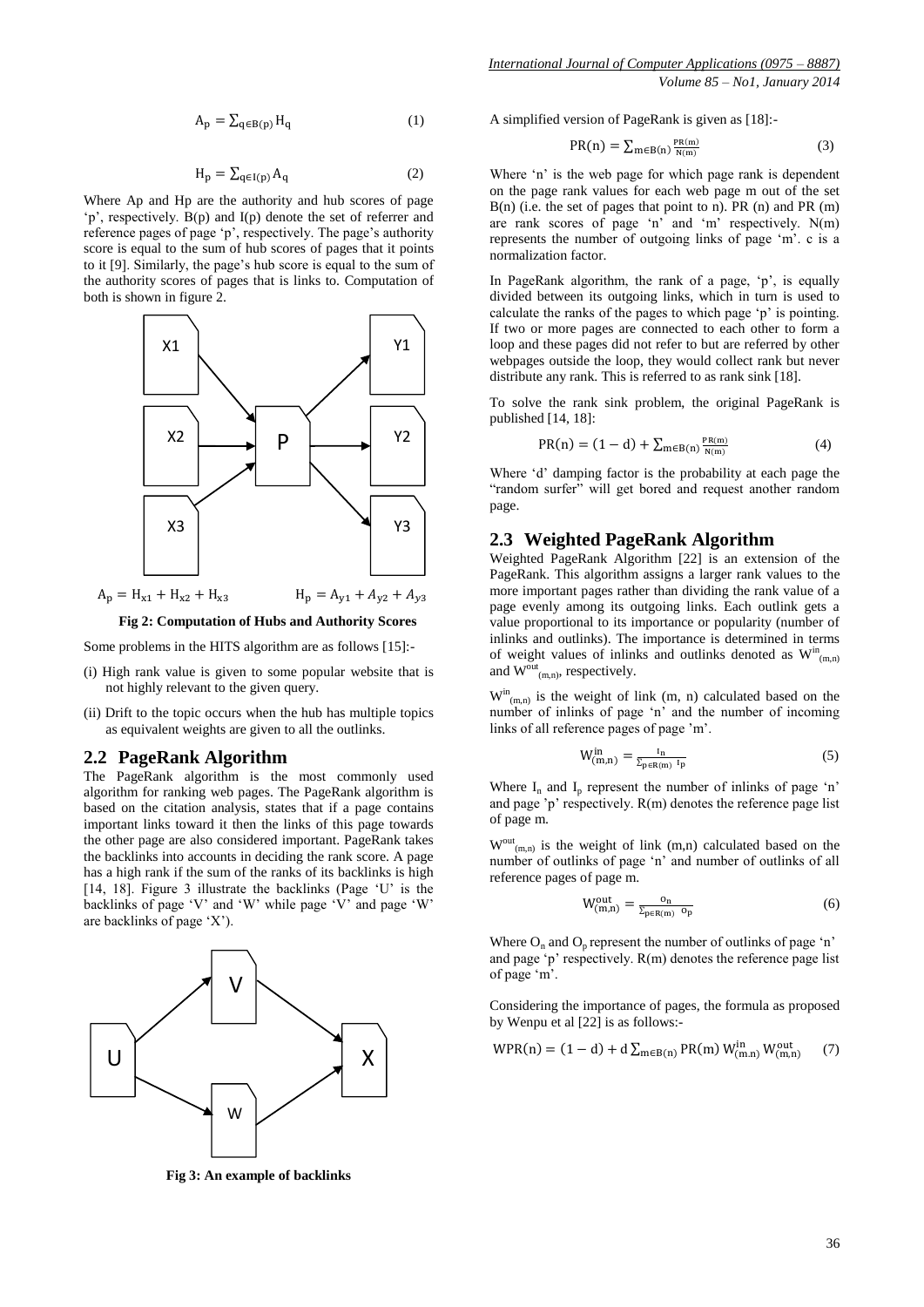$$A_p = \sum_{q \in B(p)} H_q \quad (1)$$

$$H_p = \sum_{q \in I(p)} A_q \quad (2)$$

Where Ap and Hp are the authority and hub scores of page 'p', respectively. B(p) and I(p) denote the set of referrer and reference pages of page 'p', respectively. The page's authority score is equal to the sum of hub scores of pages that it points to it [9]. Similarly, the page's hub score is equal to the sum of the authority scores of pages that is links to. Computation of both is shown in figure 2.

$A_p = H_{x1} + H_{x2} + H_{x3}$ $\quad\quad$ $H_p = A_{y1} + A_{y2} + A_{y3}$

**Fig 2: Computation of Hubs and Authority Scores**

Some problems in the HITS algorithm are as follows [15]:-

(i) High rank value is given to some popular website that is not highly relevant to the given query.

(ii) Drift to the topic occurs when the hub has multiple topics as equivalent weights are given to all the outlinks.

## 2.2 PageRank Algorithm

The PageRank algorithm is the most commonly used algorithm for ranking web pages. The PageRank algorithm is based on the citation analysis, states that if a page contains important links toward it then the links of this page towards the other page are also considered important. PageRank takes the backlinks into accounts in deciding the rank score. A page has a high rank if the sum of the ranks of its backlinks is high [14, 18]. Figure 3 illustrate the backlinks (Page 'U' is the backlinks of page 'V' and 'W' while page 'V' and page 'W' are backlinks of page 'X').

**Fig 3: An example of backlinks**

A simplified version of PageRank is given as [18]:-

$$PR(n) = \sum_{m \in B(n)} \frac{PR(m)}{N(m)} \quad (3)$$

Where 'n' is the web page for which page rank is dependent on the page rank values for each web page m out of the set B(n) (i.e. the set of pages that point to n). PR (n) and PR (m) are rank scores of page 'n' and 'm' respectively. N(m) represents the number of outgoing links of page 'm'. c is a normalization factor.

In PageRank algorithm, the rank of a page, 'p', is equally divided between its outgoing links, which in turn is used to calculate the ranks of the pages to which page 'p' is pointing. If two or more pages are connected to each other to form a loop and these pages did not refer to but are referred by other webpages outside the loop, they would collect rank but never distribute any rank. This is referred to as rank sink [18].

To solve the rank sink problem, the original PageRank is published [14, 18]:

$$PR(n) = (1 - d) + \sum_{m \in B(n)} \frac{PR(m)}{N(m)} \quad (4)$$

Where 'd' damping factor is the probability at each page the "random surfer" will get bored and request another random page.

## 2.3 Weighted PageRank Algorithm

Weighted PageRank Algorithm [22] is an extension of the PageRank. This algorithm assigns a larger rank values to the more important pages rather than dividing the rank value of a page evenly among its outgoing links. Each outlink gets a value proportional to its importance or popularity (number of inlinks and outlinks). The importance is determined in terms of weight values of inlinks and outlinks denoted as $W^{in}_{(m,n)}$ and $W^{out}_{(m,n)}$, respectively.

$W^{in}_{(m,n)}$ is the weight of link (m, n) calculated based on the number of inlinks of page 'n' and the number of incoming links of all reference pages of page 'm'.

$$W^{in}_{(m,n)} = \frac{I_n}{\sum_{p \in R(m)} I_p} \quad (5)$$

Where $I_n$ and $I_p$ represent the number of inlinks of page 'n' and page 'p' respectively. R(m) denotes the reference page list of page m.

$W^{out}_{(m,n)}$ is the weight of link (m,n) calculated based on the number of outlinks of page 'n' and number of outlinks of all reference pages of page m.

$$W^{out}_{(m,n)} = \frac{O_n}{\sum_{p \in R(m)} O_p} \quad (6)$$

Where $O_n$ and $O_p$ represent the number of outlinks of page 'n' and page 'p' respectively. R(m) denotes the reference page list of page 'm'.

Considering the importance of pages, the formula as proposed by Wenpu et al [22] is as follows:-

$$WPR(n) = (1 - d) + d \sum_{m \in B(n)} PR(m)\, W^{in}_{(m,n)}\, W^{out}_{(m,n)} \quad (7)$$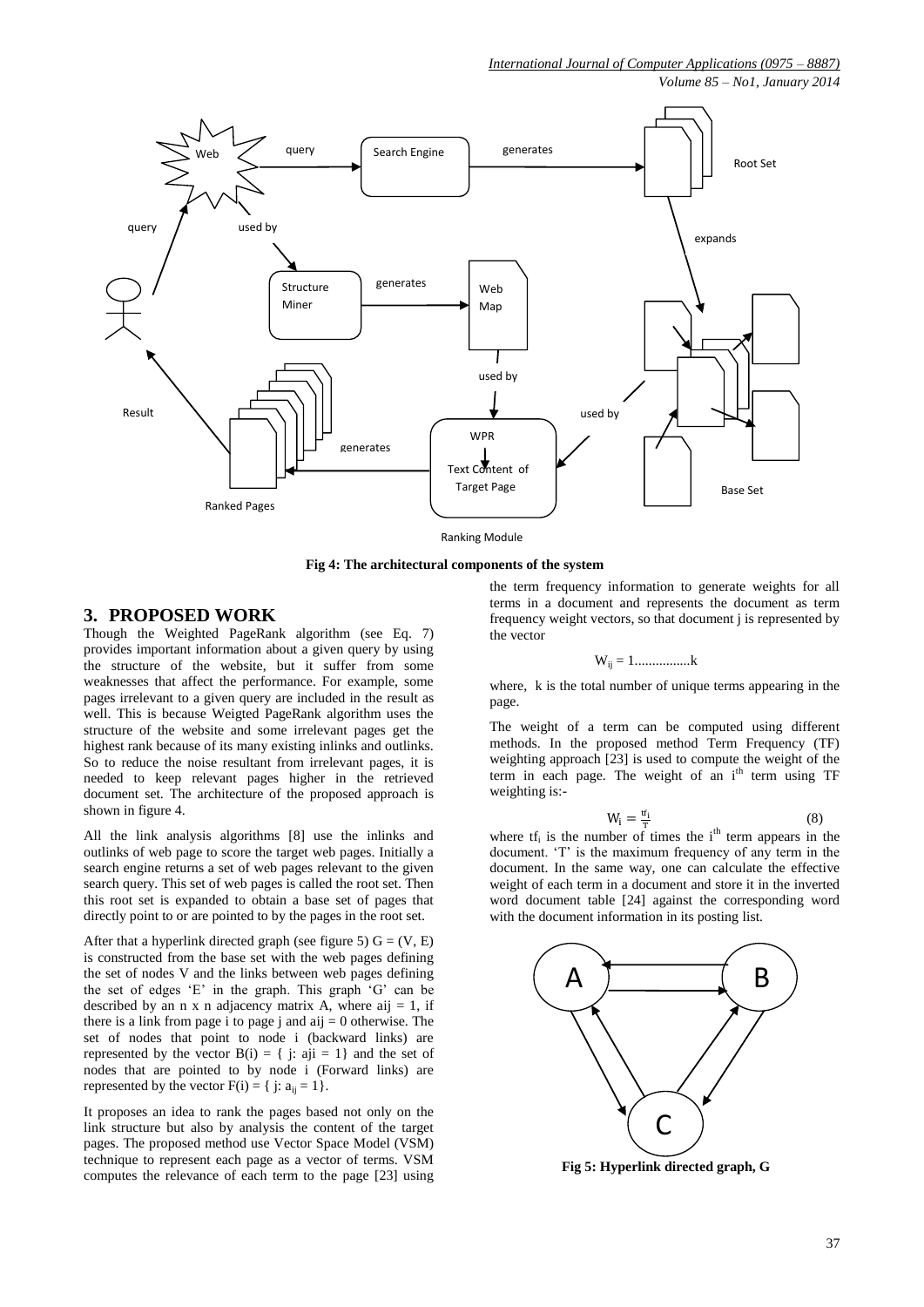Fig 4: The architectural components of the system

## 3. PROPOSED WORK

Though the Weighted PageRank algorithm (see Eq. 7) provides important information about a given query by using the structure of the website, but it suffer from some weaknesses that affect the performance. For example, some pages irrelevant to a given query are included in the result as well. This is because Weigted PageRank algorithm uses the structure of the website and some irrelevant pages get the highest rank because of its many existing inlinks and outlinks. So to reduce the noise resultant from irrelevant pages, it is needed to keep relevant pages higher in the retrieved document set. The architecture of the proposed approach is shown in figure 4.

All the link analysis algorithms [8] use the inlinks and outlinks of web page to score the target web pages. Initially a search engine returns a set of web pages relevant to the given search query. This set of web pages is called the root set. Then this root set is expanded to obtain a base set of pages that directly point to or are pointed to by the pages in the root set.

After that a hyperlink directed graph (see figure 5) G = (V, E) is constructed from the base set with the web pages defining the set of nodes V and the links between web pages defining the set of edges 'E' in the graph. This graph 'G' can be described by an n x n adjacency matrix A, where aij = 1, if there is a link from page i to page j and aij = 0 otherwise. The set of nodes that point to node i (backward links) are represented by the vector B(i) = { j: aji = 1} and the set of nodes that are pointed to by node i (Forward links) are represented by the vector F(i) = { j: $a_{ij}$ = 1}.

It proposes an idea to rank the pages based not only on the link structure but also by analysis the content of the target pages. The proposed method use Vector Space Model (VSM) technique to represent each page as a vector of terms. VSM computes the relevance of each term to the page [23] using the term frequency information to generate weights for all terms in a document and represents the document as term frequency weight vectors, so that document j is represented by the vector

$$W_{ij} = 1\ldots\ldots\ldots\ldots\ldots k$$

where, k is the total number of unique terms appearing in the page.

The weight of a term can be computed using different methods. In the proposed method Term Frequency (TF) weighting approach [23] is used to compute the weight of the term in each page. The weight of an $i^{th}$ term using TF weighting is:-

$$W_i = \frac{tf_i}{T} \qquad (8)$$

where $tf_i$ is the number of times the $i^{th}$ term appears in the document. 'T' is the maximum frequency of any term in the document. In the same way, one can calculate the effective weight of each term in a document and store it in the inverted word document table [24] against the corresponding word with the document information in its posting list.

Fig 5: Hyperlink directed graph, G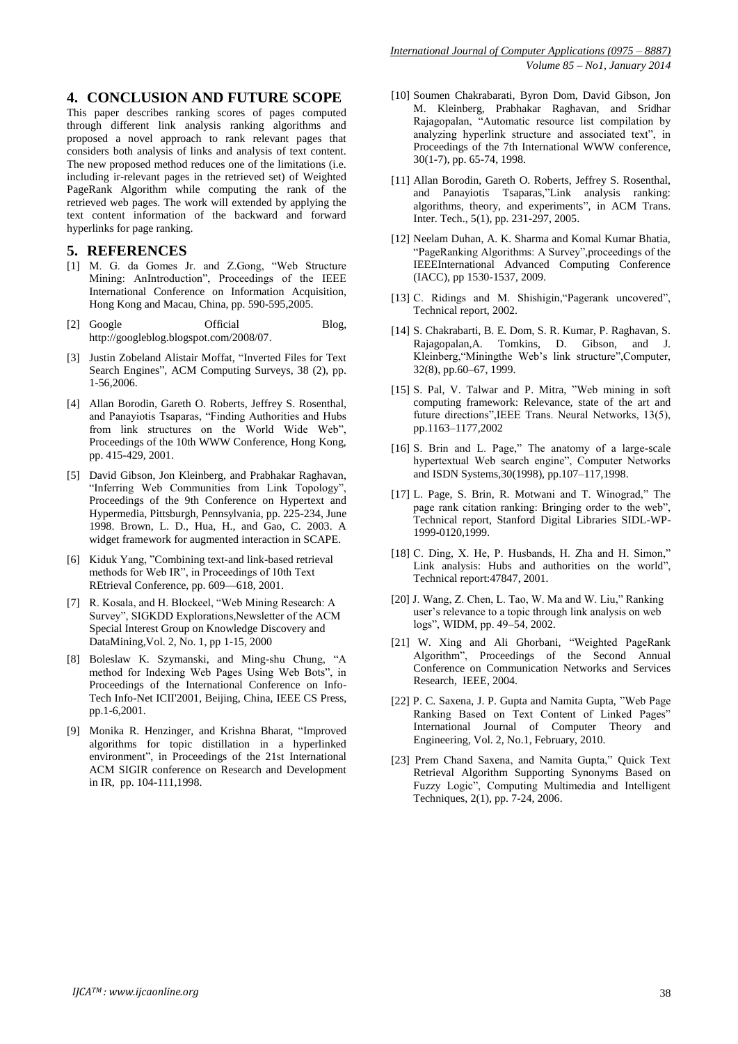## 4. CONCLUSION AND FUTURE SCOPE

This paper describes ranking scores of pages computed through different link analysis ranking algorithms and proposed a novel approach to rank relevant pages that considers both analysis of links and analysis of text content. The new proposed method reduces one of the limitations (i.e. including ir-relevant pages in the retrieved set) of Weighted PageRank Algorithm while computing the rank of the retrieved web pages. The work will extended by applying the text content information of the backward and forward hyperlinks for page ranking.

## 5. REFERENCES

[1] M. G. da Gomes Jr. and Z.Gong, "Web Structure Mining: AnIntroduction", Proceedings of the IEEE International Conference on Information Acquisition, Hong Kong and Macau, China, pp. 590-595,2005.

[2] Google Official Blog, http://googleblog.blogspot.com/2008/07.

[3] Justin Zobeland Alistair Moffat, "Inverted Files for Text Search Engines", ACM Computing Surveys, 38 (2), pp. 1-56,2006.

[4] Allan Borodin, Gareth O. Roberts, Jeffrey S. Rosenthal, and Panayiotis Tsaparas, "Finding Authorities and Hubs from link structures on the World Wide Web", Proceedings of the 10th WWW Conference, Hong Kong, pp. 415-429, 2001.

[5] David Gibson, Jon Kleinberg, and Prabhakar Raghavan, "Inferring Web Communities from Link Topology", Proceedings of the 9th Conference on Hypertext and Hypermedia, Pittsburgh, Pennsylvania, pp. 225-234, June 1998. Brown, L. D., Hua, H., and Gao, C. 2003. A widget framework for augmented interaction in SCAPE.

[6] Kiduk Yang, "Combining text-and link-based retrieval methods for Web IR", in Proceedings of 10th Text REtrieval Conference, pp. 609—618, 2001.

[7] R. Kosala, and H. Blockeel, "Web Mining Research: A Survey", SIGKDD Explorations,Newsletter of the ACM Special Interest Group on Knowledge Discovery and DataMining,Vol. 2, No. 1, pp 1-15, 2000

[8] Boleslaw K. Szymanski, and Ming-shu Chung, "A method for Indexing Web Pages Using Web Bots", in Proceedings of the International Conference on Info-Tech Info-Net ICII'2001, Beijing, China, IEEE CS Press, pp.1-6,2001.

[9] Monika R. Henzinger, and Krishna Bharat, "Improved algorithms for topic distillation in a hyperlinked environment", in Proceedings of the 21st International ACM SIGIR conference on Research and Development in IR, pp. 104-111,1998.

[10] Soumen Chakrabarati, Byron Dom, David Gibson, Jon M. Kleinberg, Prabhakar Raghavan, and Sridhar Rajagopalan, "Automatic resource list compilation by analyzing hyperlink structure and associated text", in Proceedings of the 7th International WWW conference, 30(1-7), pp. 65-74, 1998.

[11] Allan Borodin, Gareth O. Roberts, Jeffrey S. Rosenthal, and Panayiotis Tsaparas,"Link analysis ranking: algorithms, theory, and experiments", in ACM Trans. Inter. Tech., 5(1), pp. 231-297, 2005.

[12] Neelam Duhan, A. K. Sharma and Komal Kumar Bhatia, "PageRanking Algorithms: A Survey",proceedings of the IEEEInternational Advanced Computing Conference (IACC), pp 1530-1537, 2009.

[13] C. Ridings and M. Shishigin,"Pagerank uncovered", Technical report, 2002.

[14] S. Chakrabarti, B. E. Dom, S. R. Kumar, P. Raghavan, S. Rajagopalan,A. Tomkins, D. Gibson, and J. Kleinberg,"Miningthe Web's link structure",Computer, 32(8), pp.60–67, 1999.

[15] S. Pal, V. Talwar and P. Mitra, "Web mining in soft computing framework: Relevance, state of the art and future directions",IEEE Trans. Neural Networks, 13(5), pp.1163–1177,2002

[16] S. Brin and L. Page," The anatomy of a large-scale hypertextual Web search engine", Computer Networks and ISDN Systems,30(1998), pp.107–117,1998.

[17] L. Page, S. Brin, R. Motwani and T. Winograd," The page rank citation ranking: Bringing order to the web", Technical report, Stanford Digital Libraries SIDL-WP-1999-0120,1999.

[18] C. Ding, X. He, P. Husbands, H. Zha and H. Simon," Link analysis: Hubs and authorities on the world", Technical report:47847, 2001.

[20] J. Wang, Z. Chen, L. Tao, W. Ma and W. Liu," Ranking user's relevance to a topic through link analysis on web logs", WIDM, pp. 49–54, 2002.

[21] W. Xing and Ali Ghorbani, "Weighted PageRank Algorithm", Proceedings of the Second Annual Conference on Communication Networks and Services Research, IEEE, 2004.

[22] P. C. Saxena, J. P. Gupta and Namita Gupta, "Web Page Ranking Based on Text Content of Linked Pages" International Journal of Computer Theory and Engineering, Vol. 2, No.1, February, 2010.

[23] Prem Chand Saxena, and Namita Gupta," Quick Text Retrieval Algorithm Supporting Synonyms Based on Fuzzy Logic", Computing Multimedia and Intelligent Techniques, 2(1), pp. 7-24, 2006.